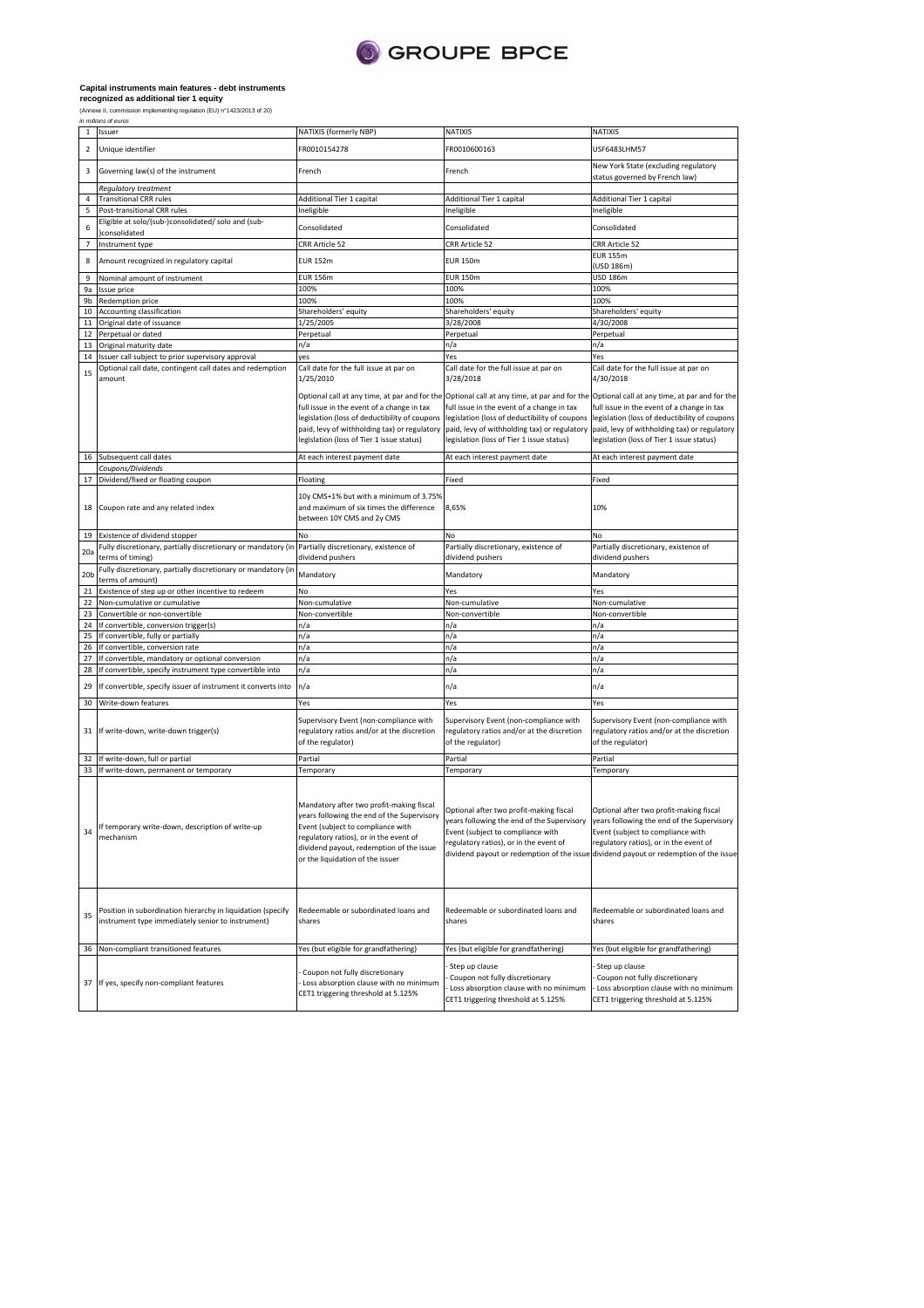GROUPE BPCE

**Capital instruments main features - debt instruments recognized as additional tier 1 equity**

(Annexe II, commission implementing regulation (EU) n°1423/2013 of 20)

*in millions of euros*

| 1 | Issuer | NATIXIS (formerly NBP) | NATIXIS | NATIXIS |
|---|---|---|---|---|
| 2 | Unique identifier | FR0010154278 | FR0010600163 | USF6483LHM57 |
| 3 | Governing law(s) of the instrument | French | French | New York State (excluding regulatory status governed by French law) |
| | *Regulatory treatment* | | | |
| 4 | Transitional CRR rules | Additional Tier 1 capital | Additional Tier 1 capital | Additional Tier 1 capital |
| 5 | Post-transitional CRR rules | Ineligible | Ineligible | Ineligible |
| 6 | Eligible at solo/(sub-)consolidated/ solo and (sub-)consolidated | Consolidated | Consolidated | Consolidated |
| 7 | Instrument type | CRR Article 52 | CRR Article 52 | CRR Article 52 |
| 8 | Amount recognized in regulatory capital | EUR 152m | EUR 150m | EUR 155m (USD 186m) |
| 9 | Nominal amount of instrument | EUR 156m | EUR 150m | USD 186m |
| 9a | Issue price | 100% | 100% | 100% |
| 9b | Redemption price | 100% | 100% | 100% |
| 10 | Accounting classification | Shareholders' equity | Shareholders' equity | Shareholders' equity |
| 11 | Original date of issuance | 1/25/2005 | 3/28/2008 | 4/30/2008 |
| 12 | Perpetual or dated | Perpetual | Perpetual | Perpetual |
| 13 | Original maturity date | n/a | n/a | n/a |
| 14 | Issuer call subject to prior supervisory approval | yes | Yes | Yes |
| 15 | Optional call date, contingent call dates and redemption amount | Call date for the full issue at par on 1/25/2010<br><br>Optional call at any time, at par and for the full issue in the event of a change in tax legislation (loss of deductibility of coupons paid, levy of withholding tax) or regulatory legislation (loss of Tier 1 issue status) | Call date for the full issue at par on 3/28/2018<br><br>Optional call at any time, at par and for the full issue in the event of a change in tax legislation (loss of deductibility of coupons paid, levy of withholding tax) or regulatory legislation (loss of Tier 1 issue status) | Call date for the full issue at par on 4/30/2018<br><br>Optional call at any time, at par and for the full issue in the event of a change in tax legislation (loss of deductibility of coupons paid, levy of withholding tax) or regulatory legislation (loss of Tier 1 issue status) |
| 16 | Subsequent call dates | At each interest payment date | At each interest payment date | At each interest payment date |
| | *Coupons/Dividends* | | | |
| 17 | Dividend/fixed or floating coupon | Floating | Fixed | Fixed |
| 18 | Coupon rate and any related index | 10y CMS+1% but with a minimum of 3.75% and maximum of six times the difference between 10Y CMS and 2y CMS | 8,65% | 10% |
| 19 | Existence of dividend stopper | No | No | No |
| 20a | Fully discretionary, partially discretionary or mandatory (in terms of timing) | Partially discretionary, existence of dividend pushers | Partially discretionary, existence of dividend pushers | Partially discretionary, existence of dividend pushers |
| 20b | Fully discretionary, partially discretionary or mandatory (in terms of amount) | Mandatory | Mandatory | Mandatory |
| 21 | Existence of step up or other incentive to redeem | No | Yes | Yes |
| 22 | Non-cumulative or cumulative | Non-cumulative | Non-cumulative | Non-cumulative |
| 23 | Convertible or non-convertible | Non-convertible | Non-convertible | Non-convertible |
| 24 | If convertible, conversion trigger(s) | n/a | n/a | n/a |
| 25 | If convertible, fully or partially | n/a | n/a | n/a |
| 26 | If convertible, conversion rate | n/a | n/a | n/a |
| 27 | If convertible, mandatory or optional conversion | n/a | n/a | n/a |
| 28 | If convertible, specify instrument type convertible into | n/a | n/a | n/a |
| 29 | If convertible, specify issuer of instrument it converts into | n/a | n/a | n/a |
| 30 | Write-down features | Yes | Yes | Yes |
| 31 | If write-down, write-down trigger(s) | Supervisory Event (non-compliance with regulatory ratios and/or at the discretion of the regulator) | Supervisory Event (non-compliance with regulatory ratios and/or at the discretion of the regulator) | Supervisory Event (non-compliance with regulatory ratios and/or at the discretion of the regulator) |
| 32 | If write-down, full or partial | Partial | Partial | Partial |
| 33 | If write-down, permanent or temporary | Temporary | Temporary | Temporary |
| 34 | If temporary write-down, description of write-up mechanism | Mandatory after two profit-making fiscal years following the end of the Supervisory Event (subject to compliance with regulatory ratios), or in the event of dividend payout, redemption of the issue or the liquidation of the issuer | Optional after two profit-making fiscal years following the end of the Supervisory Event (subject to compliance with regulatory ratios), or in the event of dividend payout or redemption of the issue | Optional after two profit-making fiscal years following the end of the Supervisory Event (subject to compliance with regulatory ratios), or in the event of dividend payout or redemption of the issue |
| 35 | Position in subordination hierarchy in liquidation (specify instrument type immediately senior to instrument) | Redeemable or subordinated loans and shares | Redeemable or subordinated loans and shares | Redeemable or subordinated loans and shares |
| 36 | Non-compliant transitioned features | Yes (but eligible for grandfathering) | Yes (but eligible for grandfathering) | Yes (but eligible for grandfathering) |
| 37 | If yes, specify non-compliant features | - Coupon not fully discretionary<br>- Loss absorption clause with no minimum CET1 triggering threshold at 5.125% | - Step up clause<br>- Coupon not fully discretionary<br>- Loss absorption clause with no minimum CET1 triggering threshold at 5.125% | - Step up clause<br>- Coupon not fully discretionary<br>- Loss absorption clause with no minimum CET1 triggering threshold at 5.125% |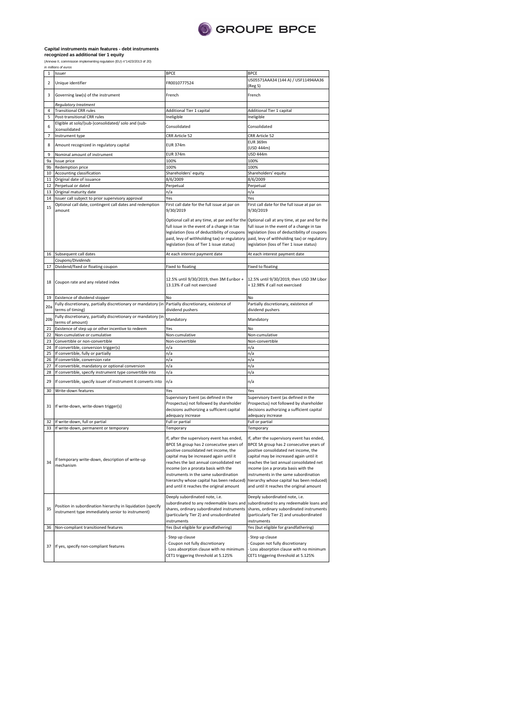GROUPE BPCE

**Capital instruments main features - debt instruments recognized as additional tier 1 equity**

(Annexe II, commission implementing regulation (EU) n°1423/2013 of 20)

*in millions of euros*

| | | | |
|---|---|---|---|
| 1 | Issuer | BPCE | BPCE |
| 2 | Unique identifier | FR0010777524 | US05571AAA34 (144 A) / USF11494AA36 (Reg S) |
| 3 | Governing law(s) of the instrument | French | French |
| | *Regulatory treatment* | | |
| 4 | Transitional CRR rules | Additional Tier 1 capital | Additional Tier 1 capital |
| 5 | Post-transitional CRR rules | Ineligible | Ineligible |
| 6 | Eligible at solo/(sub-)consolidated/ solo and (sub-)consolidated | Consolidated | Consolidated |
| 7 | Instrument type | CRR Article 52 | CRR Article 52 |
| 8 | Amount recognized in regulatory capital | EUR 374m | EUR 369m (USD 444m) |
| 9 | Nominal amount of instrument | EUR 374m | USD 444m |
| 9a | Issue price | 100% | 100% |
| 9b | Redemption price | 100% | 100% |
| 10 | Accounting classification | Shareholders' equity | Shareholders' equity |
| 11 | Original date of issuance | 8/6/2009 | 8/6/2009 |
| 12 | Perpetual or dated | Perpetual | Perpetual |
| 13 | Original maturity date | n/a | n/a |
| 14 | Issuer call subject to prior supervisory approval | Yes | Yes |
| 15 | Optional call date, contingent call dates and redemption amount | First call date for the full issue at par on 9/30/2019<br><br>Optional call at any time, at par and for the full issue in the event of a change in tax legislation (loss of deductibility of coupons paid, levy of withholding tax) or regulatory legislation (loss of Tier 1 issue status) | First call date for the full issue at par on 9/30/2019<br><br>Optional call at any time, at par and for the full issue in the event of a change in tax legislation (loss of deductibility of coupons paid, levy of withholding tax) or regulatory legislation (loss of Tier 1 issue status) |
| 16 | Subsequent call dates | At each interest payment date | At each interest payment date |
| | *Coupons/Dividends* | | |
| 17 | Dividend/fixed or floating coupon | Fixed to floating | Fixed to floating |
| 18 | Coupon rate and any related index | 12.5% until 9/30/2019, then 3M Euribor + 13.13% if call not exercised | 12.5% until 9/30/2019, then USD 3M Libor + 12.98% if call not exercised |
| 19 | Existence of dividend stopper | No | No |
| 20a | Fully discretionary, partially discretionary or mandatory (in terms of timing) | Partially discretionary, existence of dividend pushers | Partially discretionary, existence of dividend pushers |
| 20b | Fully discretionary, partially discretionary or mandatory (in terms of amount) | Mandatory | Mandatory |
| 21 | Existence of step up or other incentive to redeem | Yes | No |
| 22 | Non-cumulative or cumulative | Non-cumulative | Non-cumulative |
| 23 | Convertible or non-convertible | Non-convertible | Non-convertible |
| 24 | If convertible, conversion trigger(s) | n/a | n/a |
| 25 | If convertible, fully or partially | n/a | n/a |
| 26 | If convertible, conversion rate | n/a | n/a |
| 27 | If convertible, mandatory or optional conversion | n/a | n/a |
| 28 | If convertible, specify instrument type convertible into | n/a | n/a |
| 29 | If convertible, specify issuer of instrument it converts into | n/a | n/a |
| 30 | Write-down features | Yes | Yes |
| 31 | If write-down, write-down trigger(s) | Supervisory Event (as defined in the Prospectus) not followed by shareholder decisions authorizing a sufficient capital adequacy increase | Supervisory Event (as defined in the Prospectus) not followed by shareholder decisions authorizing a sufficient capital adequacy increase |
| 32 | If write-down, full or partial | Full or partial | Full or partial |
| 33 | If write-down, permanent or temporary | Temporary | Temporary |
| 34 | If temporary write-down, description of write-up mechanism | If, after the supervisory event has ended, BPCE SA group has 2 consecutive years of positive consolidated net income, the capital may be increased again until it reaches the last annual consolidated net income (on a prorata basis with the instruments in the same subordination hierarchy whose capital has been reduced) and until it reaches the original amount | If, after the supervisory event has ended, BPCE SA group has 2 consecutive years of positive consolidated net income, the capital may be increased again until it reaches the last annual consolidated net income (on a prorata basis with the instruments in the same subordination hierarchy whose capital has been reduced) and until it reaches the original amount |
| 35 | Position in subordination hierarchy in liquidation (specify instrument type immediately senior to instrument) | Deeply subordinated note, i.e. subordinated to any redeemable loans and shares, ordinary subordinated instruments (particularly Tier 2) and unsubordinated instruments | Deeply subordinated note, i.e. subordinated to any redeemable loans and shares, ordinary subordinated instruments (particularly Tier 2) and unsubordinated instruments |
| 36 | Non-compliant transitioned features | Yes (but eligible for grandfathering) | Yes (but eligible for grandfathering) |
| 37 | If yes, specify non-compliant features | - Step up clause<br>- Coupon not fully discretionary<br>- Loss absorption clause with no minimum CET1 triggering threshold at 5.125% | - Step up clause<br>- Coupon not fully discretionary<br>- Loss absorption clause with no minimum CET1 triggering threshold at 5.125% |